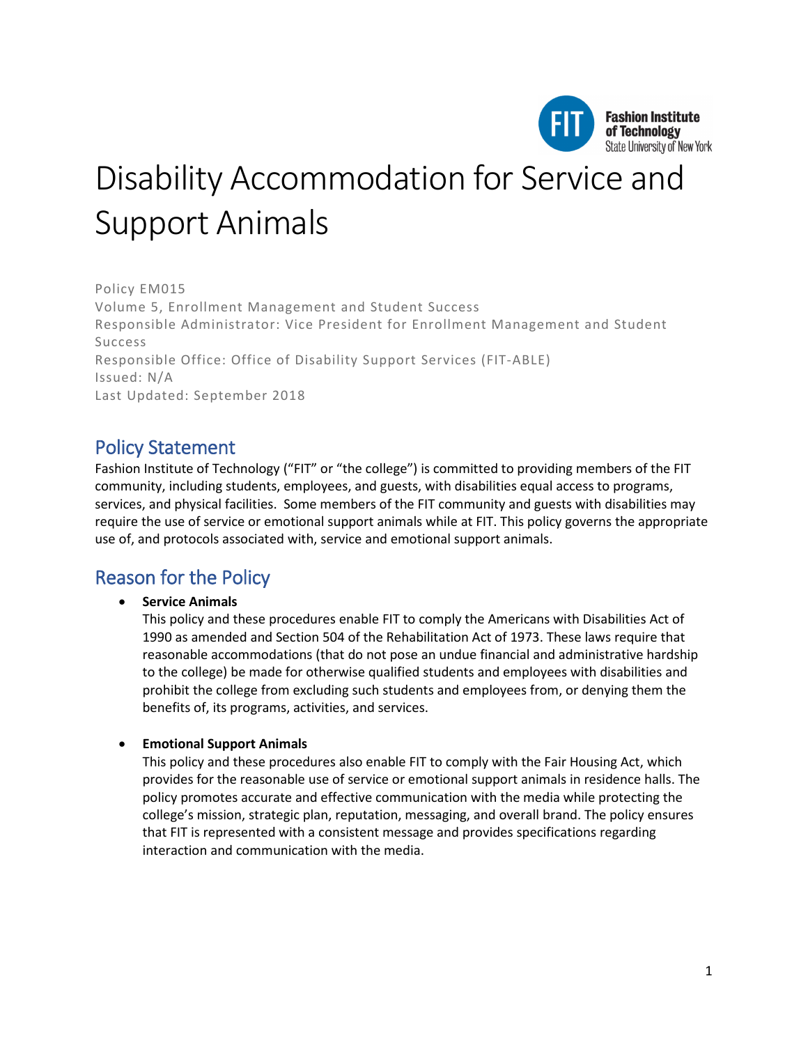# Disability Accommodation for Service and Support Animals

Policy EM015
Volume 5, Enrollment Management and Student Success
Responsible Administrator: Vice President for Enrollment Management and Student Success
Responsible Office: Office of Disability Support Services (FIT-ABLE)
Issued: N/A
Last Updated: September 2018

## Policy Statement

Fashion Institute of Technology ("FIT" or "the college") is committed to providing members of the FIT community, including students, employees, and guests, with disabilities equal access to programs, services, and physical facilities. Some members of the FIT community and guests with disabilities may require the use of service or emotional support animals while at FIT. This policy governs the appropriate use of, and protocols associated with, service and emotional support animals.

## Reason for the Policy

- **Service Animals**
  This policy and these procedures enable FIT to comply the Americans with Disabilities Act of 1990 as amended and Section 504 of the Rehabilitation Act of 1973. These laws require that reasonable accommodations (that do not pose an undue financial and administrative hardship to the college) be made for otherwise qualified students and employees with disabilities and prohibit the college from excluding such students and employees from, or denying them the benefits of, its programs, activities, and services.

- **Emotional Support Animals**
  This policy and these procedures also enable FIT to comply with the Fair Housing Act, which provides for the reasonable use of service or emotional support animals in residence halls. The policy promotes accurate and effective communication with the media while protecting the college's mission, strategic plan, reputation, messaging, and overall brand. The policy ensures that FIT is represented with a consistent message and provides specifications regarding interaction and communication with the media.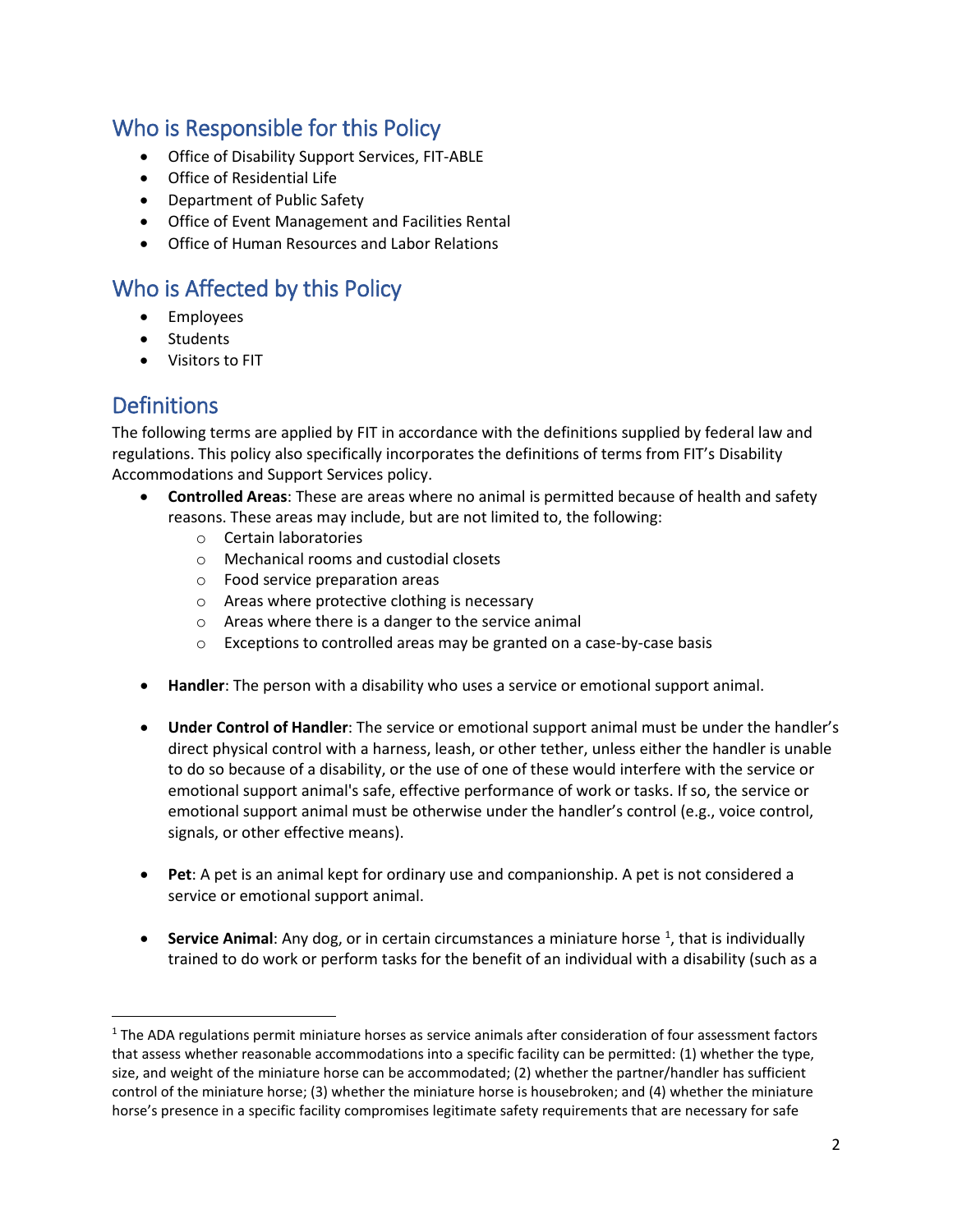## Who is Responsible for this Policy

- Office of Disability Support Services, FIT-ABLE
- Office of Residential Life
- Department of Public Safety
- Office of Event Management and Facilities Rental
- Office of Human Resources and Labor Relations

## Who is Affected by this Policy

- Employees
- Students
- Visitors to FIT

## Definitions

The following terms are applied by FIT in accordance with the definitions supplied by federal law and regulations. This policy also specifically incorporates the definitions of terms from FIT's Disability Accommodations and Support Services policy.

- **Controlled Areas**: These are areas where no animal is permitted because of health and safety reasons. These areas may include, but are not limited to, the following:
    - Certain laboratories
    - Mechanical rooms and custodial closets
    - Food service preparation areas
    - Areas where protective clothing is necessary
    - Areas where there is a danger to the service animal
    - Exceptions to controlled areas may be granted on a case-by-case basis

- **Handler**: The person with a disability who uses a service or emotional support animal.

- **Under Control of Handler**: The service or emotional support animal must be under the handler's direct physical control with a harness, leash, or other tether, unless either the handler is unable to do so because of a disability, or the use of one of these would interfere with the service or emotional support animal's safe, effective performance of work or tasks. If so, the service or emotional support animal must be otherwise under the handler's control (e.g., voice control, signals, or other effective means).

- **Pet**: A pet is an animal kept for ordinary use and companionship. A pet is not considered a service or emotional support animal.

- **Service Animal**: Any dog, or in certain circumstances a miniature horse [1], that is individually trained to do work or perform tasks for the benefit of an individual with a disability (such as a

---

[1] The ADA regulations permit miniature horses as service animals after consideration of four assessment factors that assess whether reasonable accommodations into a specific facility can be permitted: (1) whether the type, size, and weight of the miniature horse can be accommodated; (2) whether the partner/handler has sufficient control of the miniature horse; (3) whether the miniature horse is housebroken; and (4) whether the miniature horse's presence in a specific facility compromises legitimate safety requirements that are necessary for safe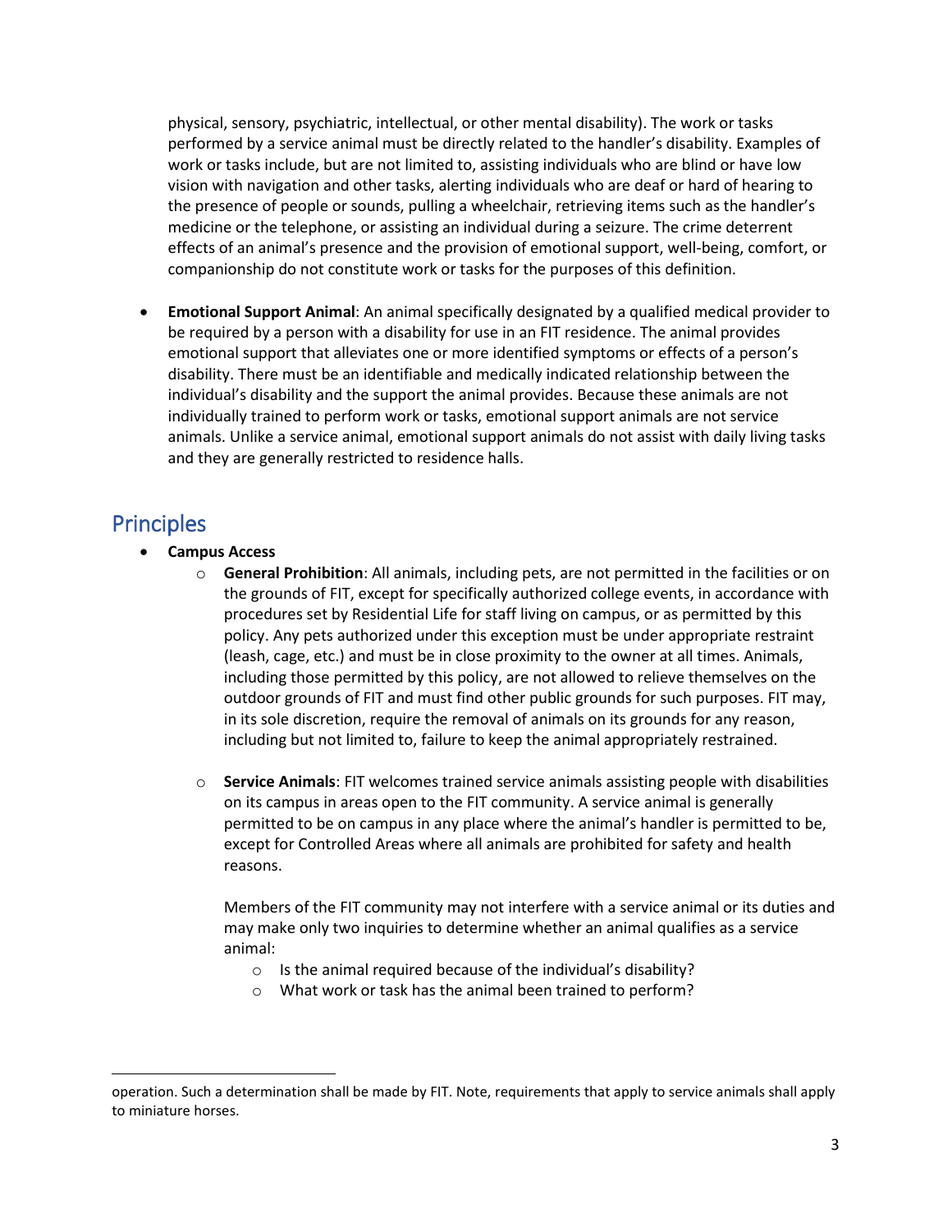physical, sensory, psychiatric, intellectual, or other mental disability). The work or tasks performed by a service animal must be directly related to the handler's disability. Examples of work or tasks include, but are not limited to, assisting individuals who are blind or have low vision with navigation and other tasks, alerting individuals who are deaf or hard of hearing to the presence of people or sounds, pulling a wheelchair, retrieving items such as the handler's medicine or the telephone, or assisting an individual during a seizure. The crime deterrent effects of an animal's presence and the provision of emotional support, well-being, comfort, or companionship do not constitute work or tasks for the purposes of this definition.

- **Emotional Support Animal**: An animal specifically designated by a qualified medical provider to be required by a person with a disability for use in an FIT residence. The animal provides emotional support that alleviates one or more identified symptoms or effects of a person's disability. There must be an identifiable and medically indicated relationship between the individual's disability and the support the animal provides. Because these animals are not individually trained to perform work or tasks, emotional support animals are not service animals. Unlike a service animal, emotional support animals do not assist with daily living tasks and they are generally restricted to residence halls.

## Principles

- **Campus Access**
  - **General Prohibition**: All animals, including pets, are not permitted in the facilities or on the grounds of FIT, except for specifically authorized college events, in accordance with procedures set by Residential Life for staff living on campus, or as permitted by this policy. Any pets authorized under this exception must be under appropriate restraint (leash, cage, etc.) and must be in close proximity to the owner at all times. Animals, including those permitted by this policy, are not allowed to relieve themselves on the outdoor grounds of FIT and must find other public grounds for such purposes. FIT may, in its sole discretion, require the removal of animals on its grounds for any reason, including but not limited to, failure to keep the animal appropriately restrained.
  - **Service Animals**: FIT welcomes trained service animals assisting people with disabilities on its campus in areas open to the FIT community. A service animal is generally permitted to be on campus in any place where the animal's handler is permitted to be, except for Controlled Areas where all animals are prohibited for safety and health reasons.

    Members of the FIT community may not interfere with a service animal or its duties and may make only two inquiries to determine whether an animal qualifies as a service animal:
    - Is the animal required because of the individual's disability?
    - What work or task has the animal been trained to perform?

---

operation. Such a determination shall be made by FIT. Note, requirements that apply to service animals shall apply to miniature horses.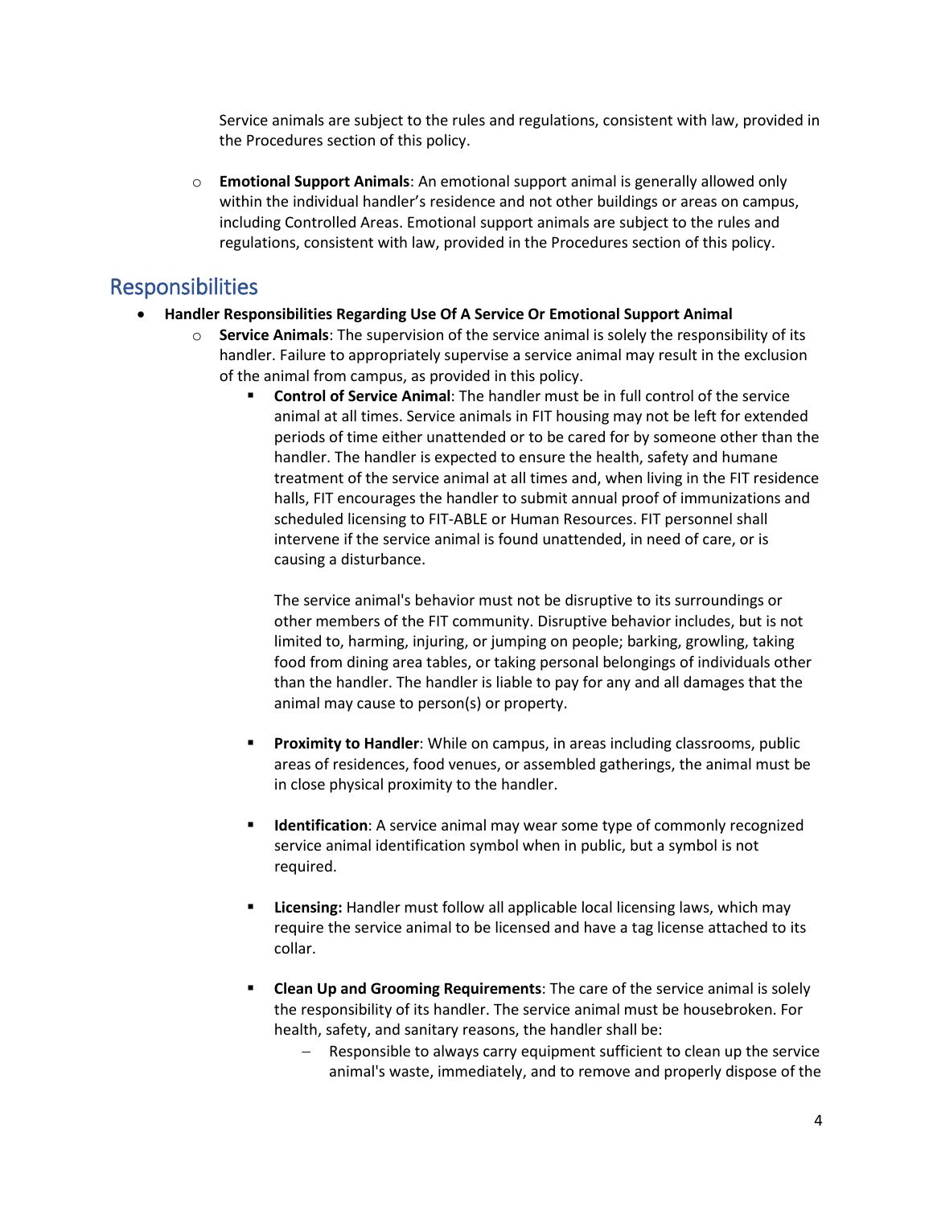Service animals are subject to the rules and regulations, consistent with law, provided in the Procedures section of this policy.

- **Emotional Support Animals**: An emotional support animal is generally allowed only within the individual handler's residence and not other buildings or areas on campus, including Controlled Areas. Emotional support animals are subject to the rules and regulations, consistent with law, provided in the Procedures section of this policy.

## Responsibilities

- **Handler Responsibilities Regarding Use Of A Service Or Emotional Support Animal**
  - **Service Animals**: The supervision of the service animal is solely the responsibility of its handler. Failure to appropriately supervise a service animal may result in the exclusion of the animal from campus, as provided in this policy.
    - **Control of Service Animal**: The handler must be in full control of the service animal at all times. Service animals in FIT housing may not be left for extended periods of time either unattended or to be cared for by someone other than the handler. The handler is expected to ensure the health, safety and humane treatment of the service animal at all times and, when living in the FIT residence halls, FIT encourages the handler to submit annual proof of immunizations and scheduled licensing to FIT-ABLE or Human Resources. FIT personnel shall intervene if the service animal is found unattended, in need of care, or is causing a disturbance.

      The service animal's behavior must not be disruptive to its surroundings or other members of the FIT community. Disruptive behavior includes, but is not limited to, harming, injuring, or jumping on people; barking, growling, taking food from dining area tables, or taking personal belongings of individuals other than the handler. The handler is liable to pay for any and all damages that the animal may cause to person(s) or property.

    - **Proximity to Handler**: While on campus, in areas including classrooms, public areas of residences, food venues, or assembled gatherings, the animal must be in close physical proximity to the handler.

    - **Identification**: A service animal may wear some type of commonly recognized service animal identification symbol when in public, but a symbol is not required.

    - **Licensing:** Handler must follow all applicable local licensing laws, which may require the service animal to be licensed and have a tag license attached to its collar.

    - **Clean Up and Grooming Requirements**: The care of the service animal is solely the responsibility of its handler. The service animal must be housebroken. For health, safety, and sanitary reasons, the handler shall be:
      - Responsible to always carry equipment sufficient to clean up the service animal's waste, immediately, and to remove and properly dispose of the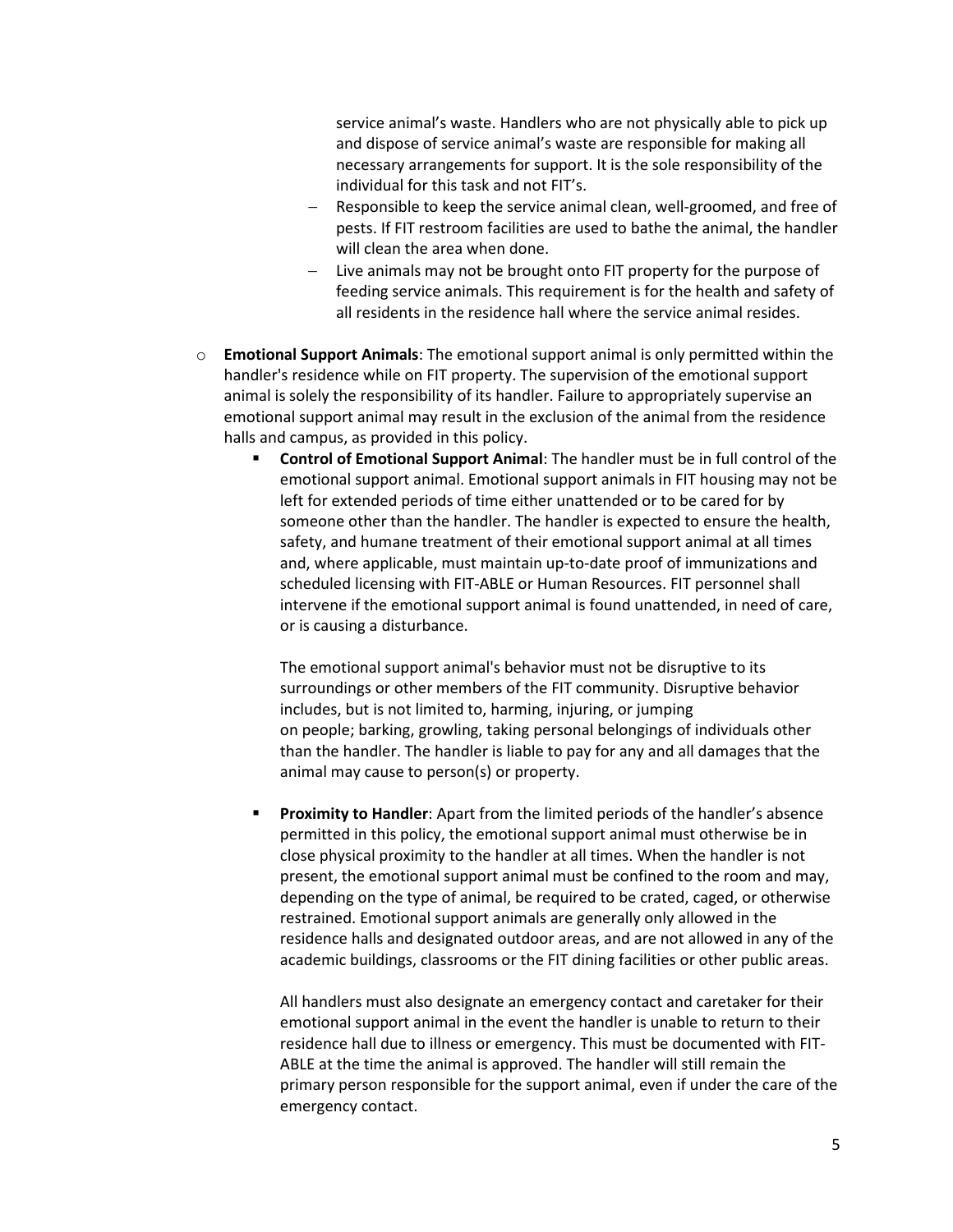service animal's waste. Handlers who are not physically able to pick up and dispose of service animal's waste are responsible for making all necessary arrangements for support. It is the sole responsibility of the individual for this task and not FIT's.

      - Responsible to keep the service animal clean, well-groomed, and free of pests. If FIT restroom facilities are used to bathe the animal, the handler will clean the area when done.
      - Live animals may not be brought onto FIT property for the purpose of feeding service animals. This requirement is for the health and safety of all residents in the residence hall where the service animal resides.

- **Emotional Support Animals**: The emotional support animal is only permitted within the handler's residence while on FIT property. The supervision of the emotional support animal is solely the responsibility of its handler. Failure to appropriately supervise an emotional support animal may result in the exclusion of the animal from the residence halls and campus, as provided in this policy.
   - **Control of Emotional Support Animal**: The handler must be in full control of the emotional support animal. Emotional support animals in FIT housing may not be left for extended periods of time either unattended or to be cared for by someone other than the handler. The handler is expected to ensure the health, safety, and humane treatment of their emotional support animal at all times and, where applicable, must maintain up-to-date proof of immunizations and scheduled licensing with FIT-ABLE or Human Resources. FIT personnel shall intervene if the emotional support animal is found unattended, in need of care, or is causing a disturbance.

     The emotional support animal's behavior must not be disruptive to its surroundings or other members of the FIT community. Disruptive behavior includes, but is not limited to, harming, injuring, or jumping on people; barking, growling, taking personal belongings of individuals other than the handler. The handler is liable to pay for any and all damages that the animal may cause to person(s) or property.

   - **Proximity to Handler**: Apart from the limited periods of the handler's absence permitted in this policy, the emotional support animal must otherwise be in close physical proximity to the handler at all times. When the handler is not present, the emotional support animal must be confined to the room and may, depending on the type of animal, be required to be crated, caged, or otherwise restrained. Emotional support animals are generally only allowed in the residence halls and designated outdoor areas, and are not allowed in any of the academic buildings, classrooms or the FIT dining facilities or other public areas.

     All handlers must also designate an emergency contact and caretaker for their emotional support animal in the event the handler is unable to return to their residence hall due to illness or emergency. This must be documented with FIT-ABLE at the time the animal is approved. The handler will still remain the primary person responsible for the support animal, even if under the care of the emergency contact.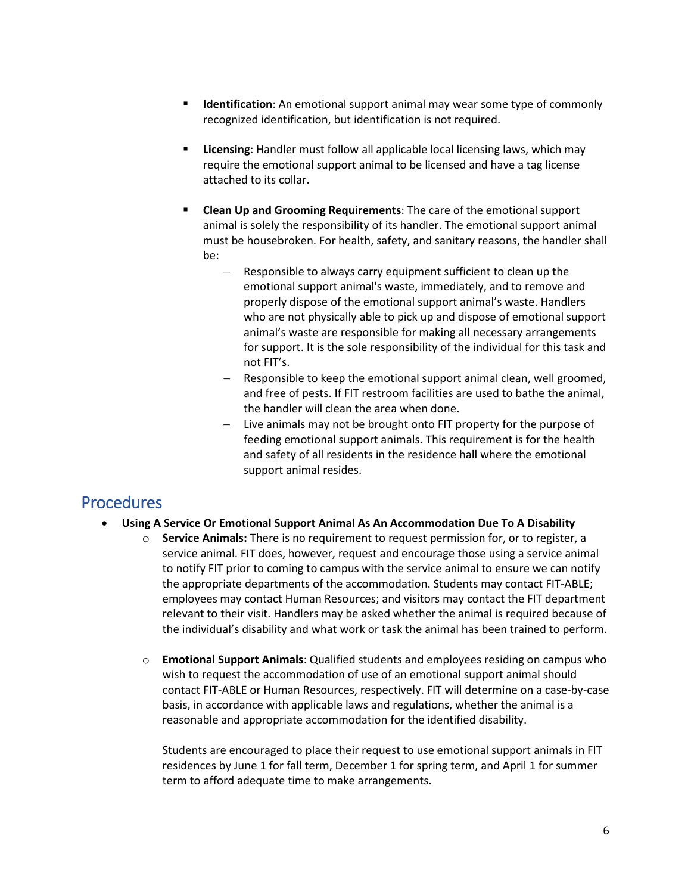- **Identification**: An emotional support animal may wear some type of commonly recognized identification, but identification is not required.

- **Licensing**: Handler must follow all applicable local licensing laws, which may require the emotional support animal to be licensed and have a tag license attached to its collar.

- **Clean Up and Grooming Requirements**: The care of the emotional support animal is solely the responsibility of its handler. The emotional support animal must be housebroken. For health, safety, and sanitary reasons, the handler shall be:
  - Responsible to always carry equipment sufficient to clean up the emotional support animal's waste, immediately, and to remove and properly dispose of the emotional support animal's waste. Handlers who are not physically able to pick up and dispose of emotional support animal's waste are responsible for making all necessary arrangements for support. It is the sole responsibility of the individual for this task and not FIT's.
  - Responsible to keep the emotional support animal clean, well groomed, and free of pests. If FIT restroom facilities are used to bathe the animal, the handler will clean the area when done.
  - Live animals may not be brought onto FIT property for the purpose of feeding emotional support animals. This requirement is for the health and safety of all residents in the residence hall where the emotional support animal resides.

## Procedures

- **Using A Service Or Emotional Support Animal As An Accommodation Due To A Disability**
  - **Service Animals:** There is no requirement to request permission for, or to register, a service animal. FIT does, however, request and encourage those using a service animal to notify FIT prior to coming to campus with the service animal to ensure we can notify the appropriate departments of the accommodation. Students may contact FIT-ABLE; employees may contact Human Resources; and visitors may contact the FIT department relevant to their visit. Handlers may be asked whether the animal is required because of the individual's disability and what work or task the animal has been trained to perform.

  - **Emotional Support Animals**: Qualified students and employees residing on campus who wish to request the accommodation of use of an emotional support animal should contact FIT-ABLE or Human Resources, respectively. FIT will determine on a case-by-case basis, in accordance with applicable laws and regulations, whether the animal is a reasonable and appropriate accommodation for the identified disability.

    Students are encouraged to place their request to use emotional support animals in FIT residences by June 1 for fall term, December 1 for spring term, and April 1 for summer term to afford adequate time to make arrangements.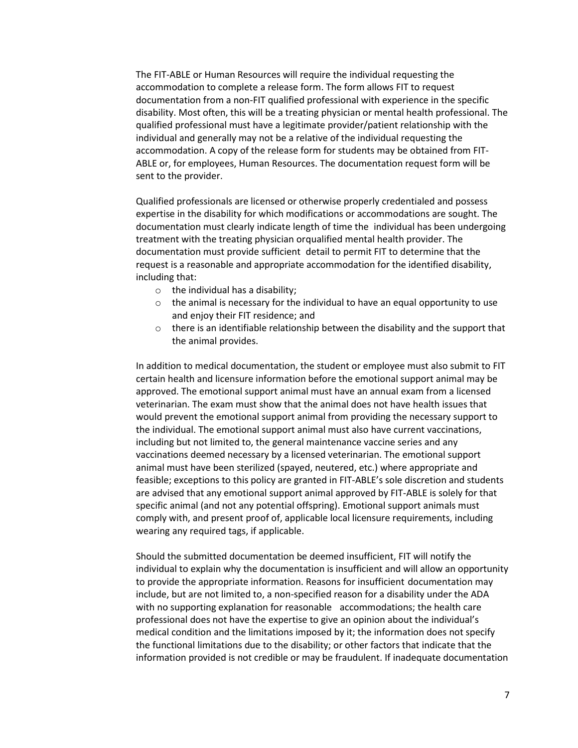The FIT-ABLE or Human Resources will require the individual requesting the accommodation to complete a release form. The form allows FIT to request documentation from a non-FIT qualified professional with experience in the specific disability. Most often, this will be a treating physician or mental health professional. The qualified professional must have a legitimate provider/patient relationship with the individual and generally may not be a relative of the individual requesting the accommodation. A copy of the release form for students may be obtained from FIT-ABLE or, for employees, Human Resources. The documentation request form will be sent to the provider.

Qualified professionals are licensed or otherwise properly credentialed and possess expertise in the disability for which modifications or accommodations are sought. The documentation must clearly indicate length of time the individual has been undergoing treatment with the treating physician orqualified mental health provider. The documentation must provide sufficient detail to permit FIT to determine that the request is a reasonable and appropriate accommodation for the identified disability, including that:

- the individual has a disability;
- the animal is necessary for the individual to have an equal opportunity to use and enjoy their FIT residence; and
- there is an identifiable relationship between the disability and the support that the animal provides.

In addition to medical documentation, the student or employee must also submit to FIT certain health and licensure information before the emotional support animal may be approved. The emotional support animal must have an annual exam from a licensed veterinarian. The exam must show that the animal does not have health issues that would prevent the emotional support animal from providing the necessary support to the individual. The emotional support animal must also have current vaccinations, including but not limited to, the general maintenance vaccine series and any vaccinations deemed necessary by a licensed veterinarian. The emotional support animal must have been sterilized (spayed, neutered, etc.) where appropriate and feasible; exceptions to this policy are granted in FIT-ABLE's sole discretion and students are advised that any emotional support animal approved by FIT-ABLE is solely for that specific animal (and not any potential offspring). Emotional support animals must comply with, and present proof of, applicable local licensure requirements, including wearing any required tags, if applicable.

Should the submitted documentation be deemed insufficient, FIT will notify the individual to explain why the documentation is insufficient and will allow an opportunity to provide the appropriate information. Reasons for insufficient documentation may include, but are not limited to, a non-specified reason for a disability under the ADA with no supporting explanation for reasonable accommodations; the health care professional does not have the expertise to give an opinion about the individual's medical condition and the limitations imposed by it; the information does not specify the functional limitations due to the disability; or other factors that indicate that the information provided is not credible or may be fraudulent. If inadequate documentation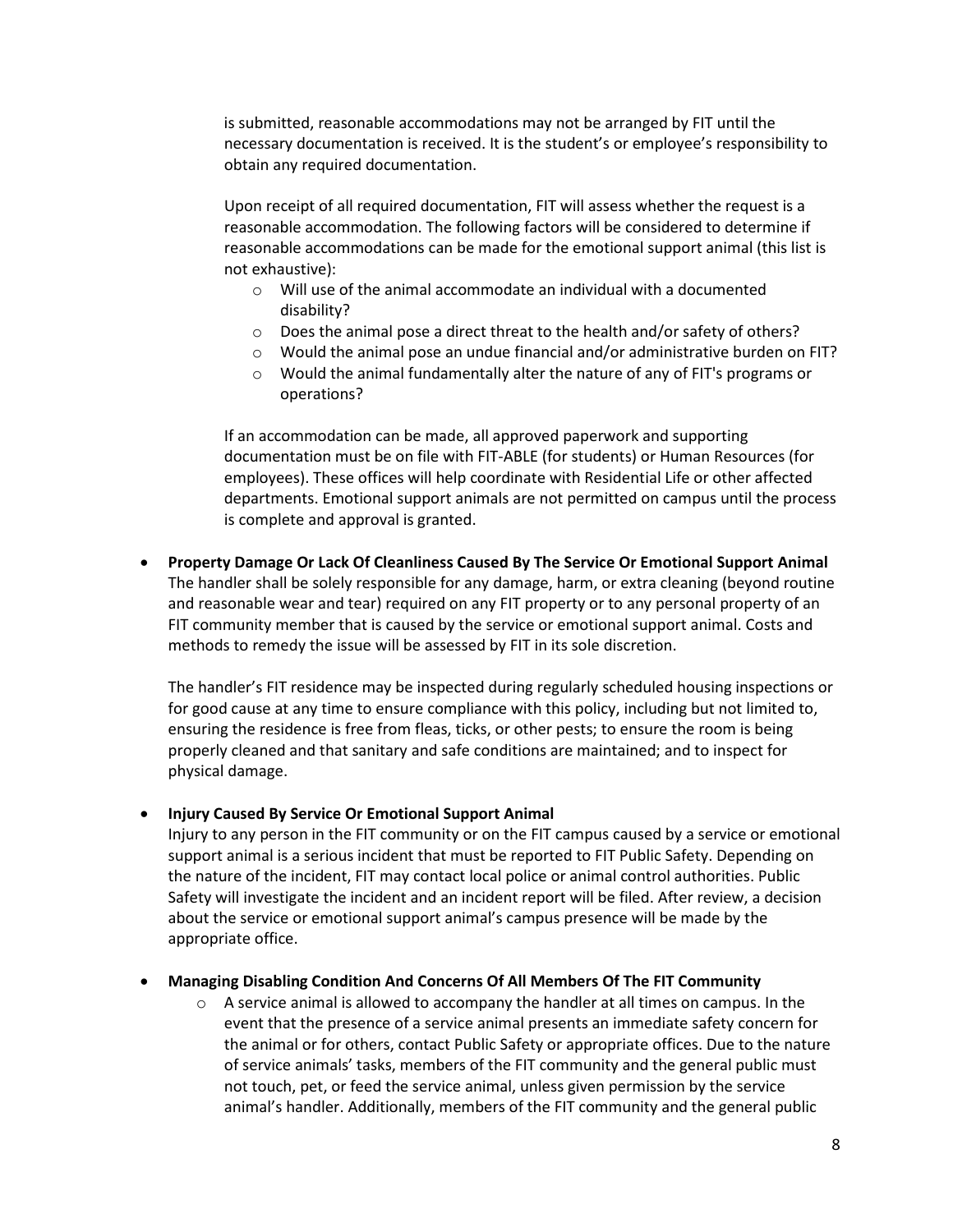is submitted, reasonable accommodations may not be arranged by FIT until the necessary documentation is received. It is the student's or employee's responsibility to obtain any required documentation.

Upon receipt of all required documentation, FIT will assess whether the request is a reasonable accommodation. The following factors will be considered to determine if reasonable accommodations can be made for the emotional support animal (this list is not exhaustive):

- Will use of the animal accommodate an individual with a documented disability?
- Does the animal pose a direct threat to the health and/or safety of others?
- Would the animal pose an undue financial and/or administrative burden on FIT?
- Would the animal fundamentally alter the nature of any of FIT's programs or operations?

If an accommodation can be made, all approved paperwork and supporting documentation must be on file with FIT-ABLE (for students) or Human Resources (for employees). These offices will help coordinate with Residential Life or other affected departments. Emotional support animals are not permitted on campus until the process is complete and approval is granted.

- **Property Damage Or Lack Of Cleanliness Caused By The Service Or Emotional Support Animal**
  The handler shall be solely responsible for any damage, harm, or extra cleaning (beyond routine and reasonable wear and tear) required on any FIT property or to any personal property of an FIT community member that is caused by the service or emotional support animal. Costs and methods to remedy the issue will be assessed by FIT in its sole discretion.

  The handler's FIT residence may be inspected during regularly scheduled housing inspections or for good cause at any time to ensure compliance with this policy, including but not limited to, ensuring the residence is free from fleas, ticks, or other pests; to ensure the room is being properly cleaned and that sanitary and safe conditions are maintained; and to inspect for physical damage.

- **Injury Caused By Service Or Emotional Support Animal**
  Injury to any person in the FIT community or on the FIT campus caused by a service or emotional support animal is a serious incident that must be reported to FIT Public Safety. Depending on the nature of the incident, FIT may contact local police or animal control authorities. Public Safety will investigate the incident and an incident report will be filed. After review, a decision about the service or emotional support animal's campus presence will be made by the appropriate office.

- **Managing Disabling Condition And Concerns Of All Members Of The FIT Community**
  - A service animal is allowed to accompany the handler at all times on campus. In the event that the presence of a service animal presents an immediate safety concern for the animal or for others, contact Public Safety or appropriate offices. Due to the nature of service animals' tasks, members of the FIT community and the general public must not touch, pet, or feed the service animal, unless given permission by the service animal's handler. Additionally, members of the FIT community and the general public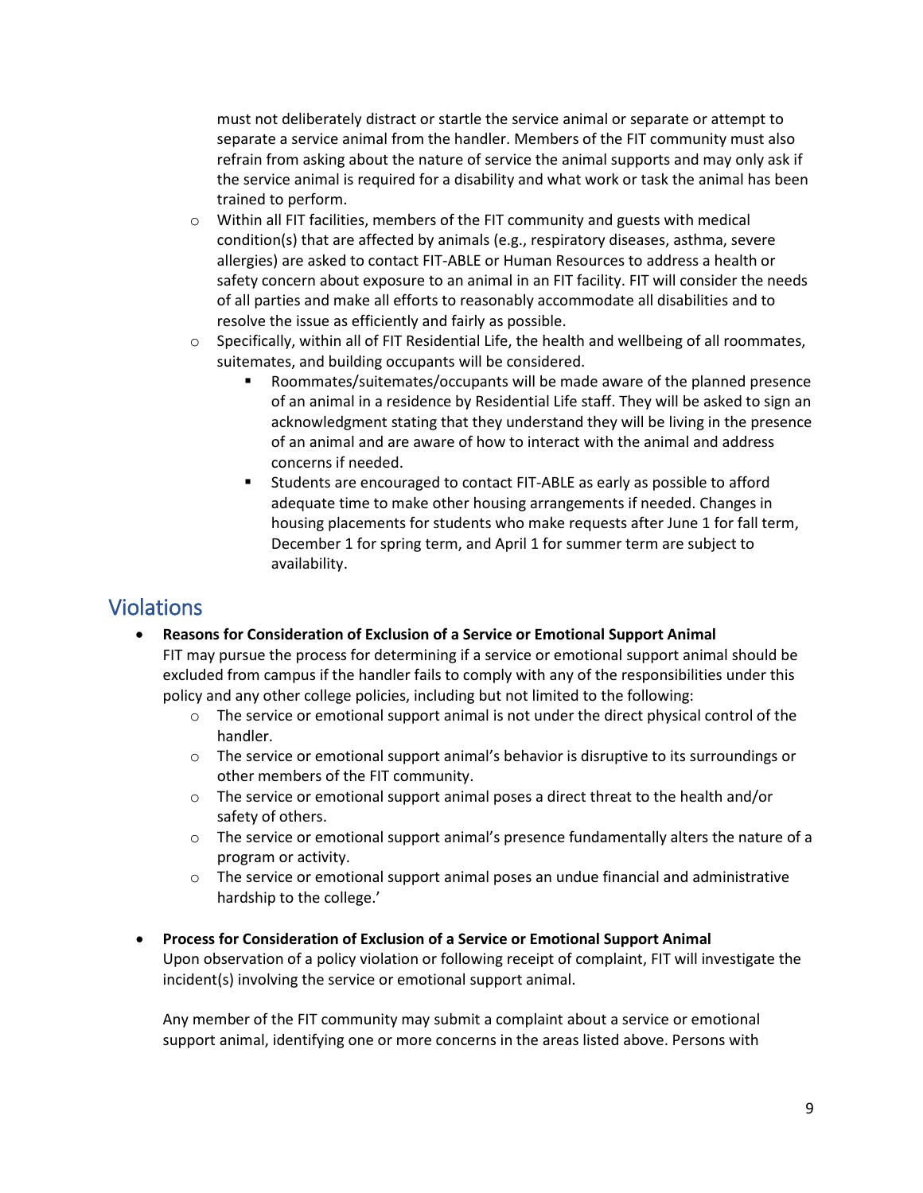must not deliberately distract or startle the service animal or separate or attempt to separate a service animal from the handler. Members of the FIT community must also refrain from asking about the nature of service the animal supports and may only ask if the service animal is required for a disability and what work or task the animal has been trained to perform.

- Within all FIT facilities, members of the FIT community and guests with medical condition(s) that are affected by animals (e.g., respiratory diseases, asthma, severe allergies) are asked to contact FIT-ABLE or Human Resources to address a health or safety concern about exposure to an animal in an FIT facility. FIT will consider the needs of all parties and make all efforts to reasonably accommodate all disabilities and to resolve the issue as efficiently and fairly as possible.
- Specifically, within all of FIT Residential Life, the health and wellbeing of all roommates, suitemates, and building occupants will be considered.
  - Roommates/suitemates/occupants will be made aware of the planned presence of an animal in a residence by Residential Life staff. They will be asked to sign an acknowledgment stating that they understand they will be living in the presence of an animal and are aware of how to interact with the animal and address concerns if needed.
  - Students are encouraged to contact FIT-ABLE as early as possible to afford adequate time to make other housing arrangements if needed. Changes in housing placements for students who make requests after June 1 for fall term, December 1 for spring term, and April 1 for summer term are subject to availability.

## Violations

- **Reasons for Consideration of Exclusion of a Service or Emotional Support Animal**
  FIT may pursue the process for determining if a service or emotional support animal should be excluded from campus if the handler fails to comply with any of the responsibilities under this policy and any other college policies, including but not limited to the following:
  - The service or emotional support animal is not under the direct physical control of the handler.
  - The service or emotional support animal's behavior is disruptive to its surroundings or other members of the FIT community.
  - The service or emotional support animal poses a direct threat to the health and/or safety of others.
  - The service or emotional support animal's presence fundamentally alters the nature of a program or activity.
  - The service or emotional support animal poses an undue financial and administrative hardship to the college.'

- **Process for Consideration of Exclusion of a Service or Emotional Support Animal**
  Upon observation of a policy violation or following receipt of complaint, FIT will investigate the incident(s) involving the service or emotional support animal.

  Any member of the FIT community may submit a complaint about a service or emotional support animal, identifying one or more concerns in the areas listed above. Persons with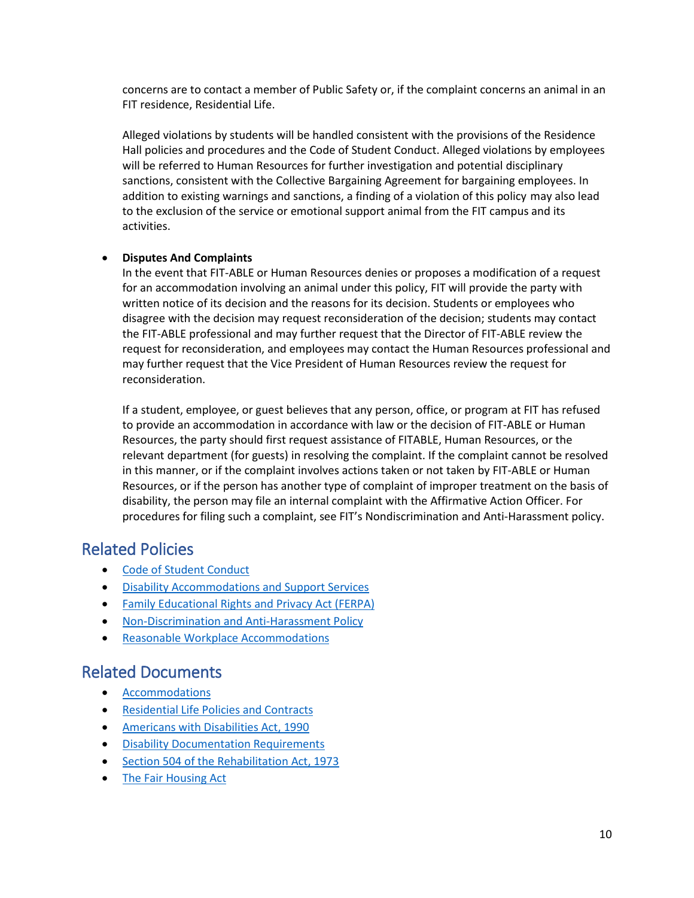concerns are to contact a member of Public Safety or, if the complaint concerns an animal in an FIT residence, Residential Life.

Alleged violations by students will be handled consistent with the provisions of the Residence Hall policies and procedures and the Code of Student Conduct. Alleged violations by employees will be referred to Human Resources for further investigation and potential disciplinary sanctions, consistent with the Collective Bargaining Agreement for bargaining employees. In addition to existing warnings and sanctions, a finding of a violation of this policy may also lead to the exclusion of the service or emotional support animal from the FIT campus and its activities.

- **Disputes And Complaints**
  In the event that FIT-ABLE or Human Resources denies or proposes a modification of a request for an accommodation involving an animal under this policy, FIT will provide the party with written notice of its decision and the reasons for its decision. Students or employees who disagree with the decision may request reconsideration of the decision; students may contact the FIT-ABLE professional and may further request that the Director of FIT-ABLE review the request for reconsideration, and employees may contact the Human Resources professional and may further request that the Vice President of Human Resources review the request for reconsideration.

  If a student, employee, or guest believes that any person, office, or program at FIT has refused to provide an accommodation in accordance with law or the decision of FIT-ABLE or Human Resources, the party should first request assistance of FITABLE, Human Resources, or the relevant department (for guests) in resolving the complaint. If the complaint cannot be resolved in this manner, or if the complaint involves actions taken or not taken by FIT-ABLE or Human Resources, or if the person has another type of complaint of improper treatment on the basis of disability, the person may file an internal complaint with the Affirmative Action Officer. For procedures for filing such a complaint, see FIT's Nondiscrimination and Anti-Harassment policy.

## Related Policies

- Code of Student Conduct
- Disability Accommodations and Support Services
- Family Educational Rights and Privacy Act (FERPA)
- Non-Discrimination and Anti-Harassment Policy
- Reasonable Workplace Accommodations

## Related Documents

- Accommodations
- Residential Life Policies and Contracts
- Americans with Disabilities Act, 1990
- Disability Documentation Requirements
- Section 504 of the Rehabilitation Act, 1973
- The Fair Housing Act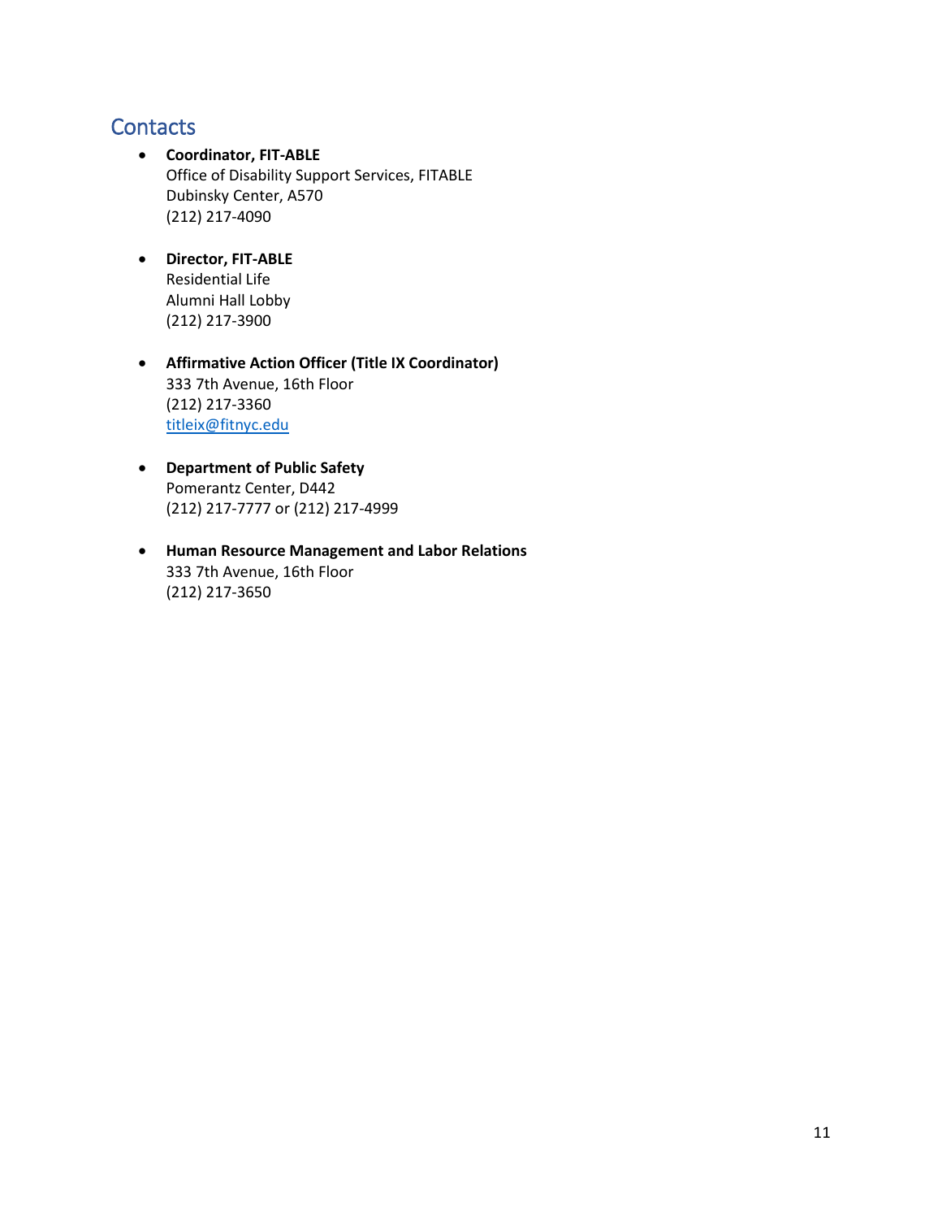## Contacts

- **Coordinator, FIT-ABLE**
  Office of Disability Support Services, FITABLE
  Dubinsky Center, A570
  (212) 217-4090

- **Director, FIT-ABLE**
  Residential Life
  Alumni Hall Lobby
  (212) 217-3900

- **Affirmative Action Officer (Title IX Coordinator)**
  333 7th Avenue, 16th Floor
  (212) 217-3360
  titleix@fitnyc.edu

- **Department of Public Safety**
  Pomerantz Center, D442
  (212) 217-7777 or (212) 217-4999

- **Human Resource Management and Labor Relations**
  333 7th Avenue, 16th Floor
  (212) 217-3650